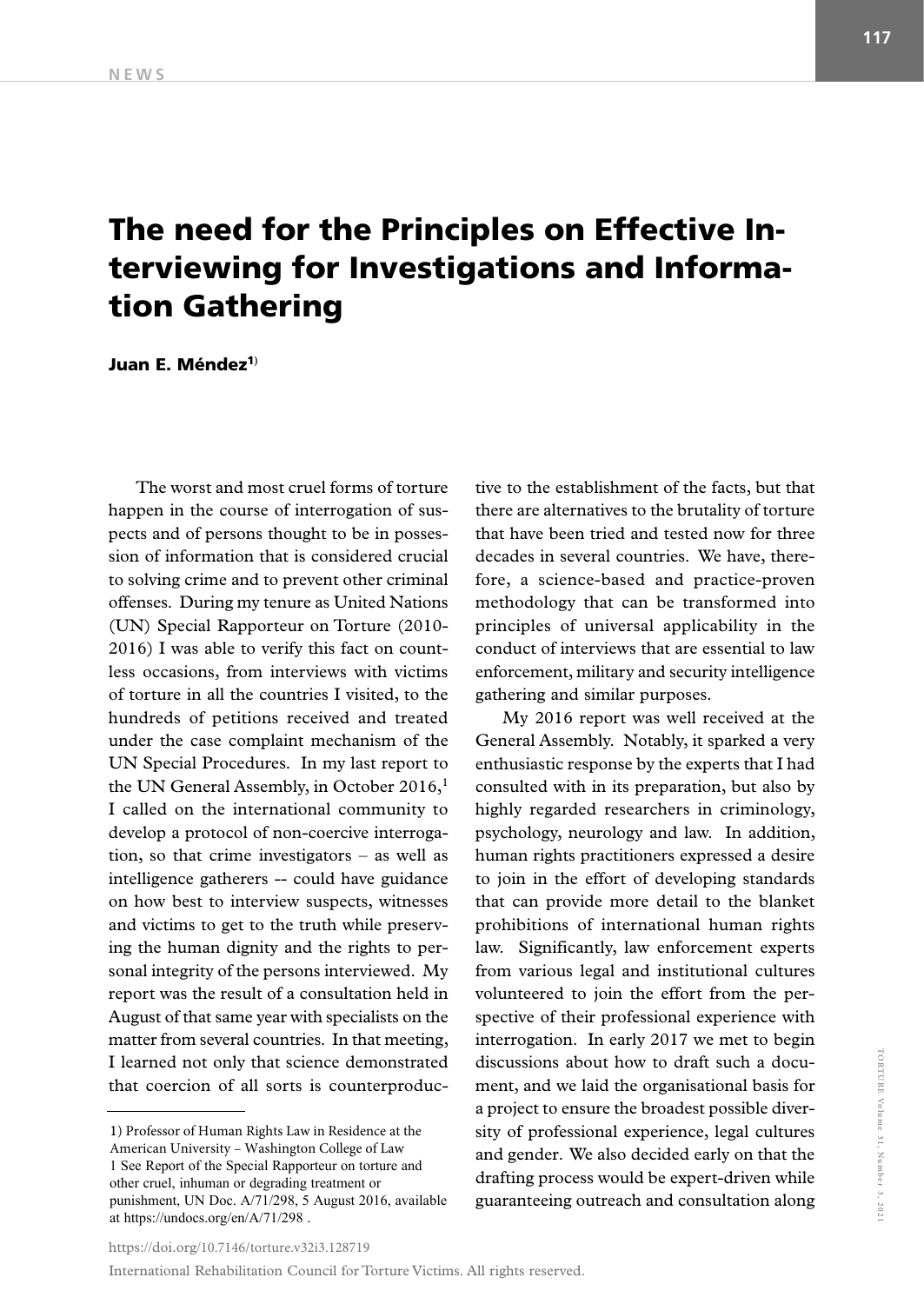# The need for the Principles on Effective Interviewing for Investigations and Information Gathering

**Juan E. Méndez**[1)]

The worst and most cruel forms of torture happen in the course of interrogation of suspects and of persons thought to be in possession of information that is considered crucial to solving crime and to prevent other criminal offenses. During my tenure as United Nations (UN) Special Rapporteur on Torture (2010-2016) I was able to verify this fact on countless occasions, from interviews with victims of torture in all the countries I visited, to the hundreds of petitions received and treated under the case complaint mechanism of the UN Special Procedures. In my last report to the UN General Assembly, in October 2016,[1] I called on the international community to develop a protocol of non-coercive interrogation, so that crime investigators – as well as intelligence gatherers -- could have guidance on how best to interview suspects, witnesses and victims to get to the truth while preserving the human dignity and the rights to personal integrity of the persons interviewed. My report was the result of a consultation held in August of that same year with specialists on the matter from several countries. In that meeting, I learned not only that science demonstrated that coercion of all sorts is counterproductive to the establishment of the facts, but that there are alternatives to the brutality of torture that have been tried and tested now for three decades in several countries. We have, therefore, a science-based and practice-proven methodology that can be transformed into principles of universal applicability in the conduct of interviews that are essential to law enforcement, military and security intelligence gathering and similar purposes.

My 2016 report was well received at the General Assembly. Notably, it sparked a very enthusiastic response by the experts that I had consulted with in its preparation, but also by highly regarded researchers in criminology, psychology, neurology and law. In addition, human rights practitioners expressed a desire to join in the effort of developing standards that can provide more detail to the blanket prohibitions of international human rights law. Significantly, law enforcement experts from various legal and institutional cultures volunteered to join the effort from the perspective of their professional experience with interrogation. In early 2017 we met to begin discussions about how to draft such a document, and we laid the organisational basis for a project to ensure the broadest possible diversity of professional experience, legal cultures and gender. We also decided early on that the drafting process would be expert-driven while guaranteeing outreach and consultation along

---

1) Professor of Human Rights Law in Residence at the American University – Washington College of Law

1 See Report of the Special Rapporteur on torture and other cruel, inhuman or degrading treatment or punishment, UN Doc. A/71/298, 5 August 2016, available at https://undocs.org/en/A/71/298 .

https://doi.org/10.7146/torture.v32i3.128719

International Rehabilitation Council for Torture Victims. All rights reserved.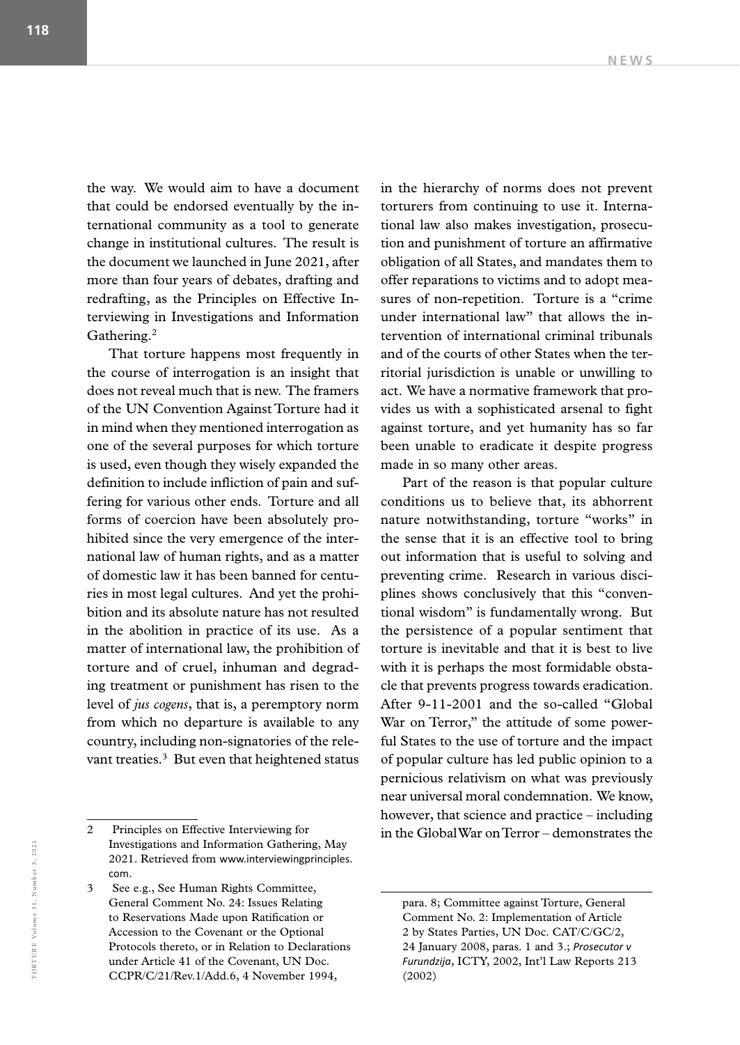the way. We would aim to have a document that could be endorsed eventually by the international community as a tool to generate change in institutional cultures. The result is the document we launched in June 2021, after more than four years of debates, drafting and redrafting, as the Principles on Effective Interviewing in Investigations and Information Gathering.[2]

That torture happens most frequently in the course of interrogation is an insight that does not reveal much that is new. The framers of the UN Convention Against Torture had it in mind when they mentioned interrogation as one of the several purposes for which torture is used, even though they wisely expanded the definition to include infliction of pain and suffering for various other ends. Torture and all forms of coercion have been absolutely prohibited since the very emergence of the international law of human rights, and as a matter of domestic law it has been banned for centuries in most legal cultures. And yet the prohibition and its absolute nature has not resulted in the abolition in practice of its use. As a matter of international law, the prohibition of torture and of cruel, inhuman and degrading treatment or punishment has risen to the level of *jus cogens*, that is, a peremptory norm from which no departure is available to any country, including non-signatories of the relevant treaties.[3] But even that heightened status in the hierarchy of norms does not prevent torturers from continuing to use it. International law also makes investigation, prosecution and punishment of torture an affirmative obligation of all States, and mandates them to offer reparations to victims and to adopt measures of non-repetition. Torture is a "crime under international law" that allows the intervention of international criminal tribunals and of the courts of other States when the territorial jurisdiction is unable or unwilling to act. We have a normative framework that provides us with a sophisticated arsenal to fight against torture, and yet humanity has so far been unable to eradicate it despite progress made in so many other areas.

Part of the reason is that popular culture conditions us to believe that, its abhorrent nature notwithstanding, torture "works" in the sense that it is an effective tool to bring out information that is useful to solving and preventing crime. Research in various disciplines shows conclusively that this "conventional wisdom" is fundamentally wrong. But the persistence of a popular sentiment that torture is inevitable and that it is best to live with it is perhaps the most formidable obstacle that prevents progress towards eradication. After 9-11-2001 and the so-called "Global War on Terror," the attitude of some powerful States to the use of torture and the impact of popular culture has led public opinion to a pernicious relativism on what was previously near universal moral condemnation. We know, however, that science and practice – including in the Global War on Terror – demonstrates the

---

2 Principles on Effective Interviewing for Investigations and Information Gathering, May 2021. Retrieved from www.interviewingprinciples.com.

3 See e.g., See Human Rights Committee, General Comment No. 24: Issues Relating to Reservations Made upon Ratification or Accession to the Covenant or the Optional Protocols thereto, or in Relation to Declarations under Article 41 of the Covenant, UN Doc. CCPR/C/21/Rev.1/Add.6, 4 November 1994, para. 8; Committee against Torture, General Comment No. 2: Implementation of Article 2 by States Parties, UN Doc. CAT/C/GC/2, 24 January 2008, paras. 1 and 3.; *Prosecutor v Furundzija*, ICTY, 2002, Int'l Law Reports 213 (2002)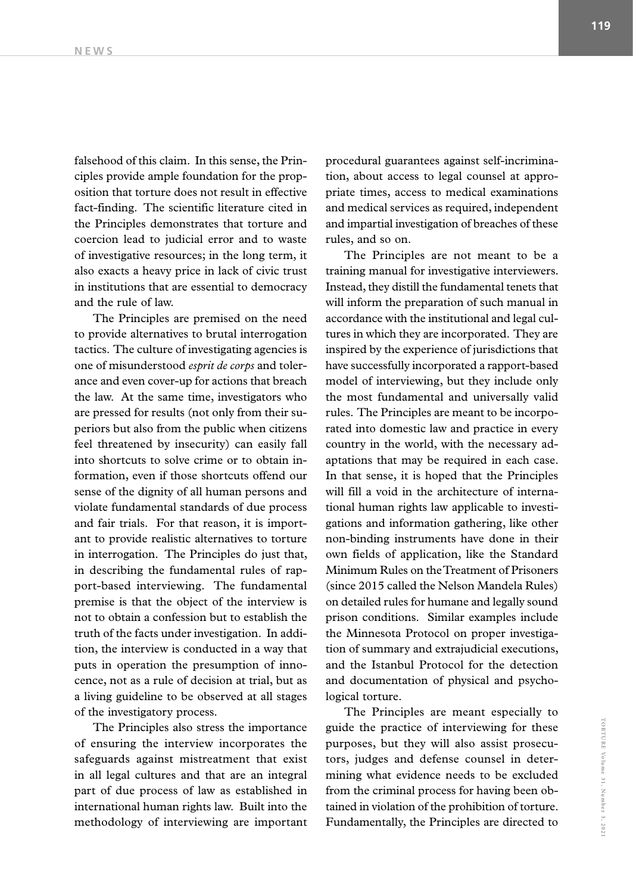falsehood of this claim. In this sense, the Principles provide ample foundation for the proposition that torture does not result in effective fact-finding. The scientific literature cited in the Principles demonstrates that torture and coercion lead to judicial error and to waste of investigative resources; in the long term, it also exacts a heavy price in lack of civic trust in institutions that are essential to democracy and the rule of law.

The Principles are premised on the need to provide alternatives to brutal interrogation tactics. The culture of investigating agencies is one of misunderstood *esprit de corps* and tolerance and even cover-up for actions that breach the law. At the same time, investigators who are pressed for results (not only from their superiors but also from the public when citizens feel threatened by insecurity) can easily fall into shortcuts to solve crime or to obtain information, even if those shortcuts offend our sense of the dignity of all human persons and violate fundamental standards of due process and fair trials. For that reason, it is important to provide realistic alternatives to torture in interrogation. The Principles do just that, in describing the fundamental rules of rapport-based interviewing. The fundamental premise is that the object of the interview is not to obtain a confession but to establish the truth of the facts under investigation. In addition, the interview is conducted in a way that puts in operation the presumption of innocence, not as a rule of decision at trial, but as a living guideline to be observed at all stages of the investigatory process.

The Principles also stress the importance of ensuring the interview incorporates the safeguards against mistreatment that exist in all legal cultures and that are an integral part of due process of law as established in international human rights law. Built into the methodology of interviewing are important procedural guarantees against self-incrimination, about access to legal counsel at appropriate times, access to medical examinations and medical services as required, independent and impartial investigation of breaches of these rules, and so on.

The Principles are not meant to be a training manual for investigative interviewers. Instead, they distill the fundamental tenets that will inform the preparation of such manual in accordance with the institutional and legal cultures in which they are incorporated. They are inspired by the experience of jurisdictions that have successfully incorporated a rapport-based model of interviewing, but they include only the most fundamental and universally valid rules. The Principles are meant to be incorporated into domestic law and practice in every country in the world, with the necessary adaptations that may be required in each case. In that sense, it is hoped that the Principles will fill a void in the architecture of international human rights law applicable to investigations and information gathering, like other non-binding instruments have done in their own fields of application, like the Standard Minimum Rules on the Treatment of Prisoners (since 2015 called the Nelson Mandela Rules) on detailed rules for humane and legally sound prison conditions. Similar examples include the Minnesota Protocol on proper investigation of summary and extrajudicial executions, and the Istanbul Protocol for the detection and documentation of physical and psychological torture.

The Principles are meant especially to guide the practice of interviewing for these purposes, but they will also assist prosecutors, judges and defense counsel in determining what evidence needs to be excluded from the criminal process for having been obtained in violation of the prohibition of torture. Fundamentally, the Principles are directed to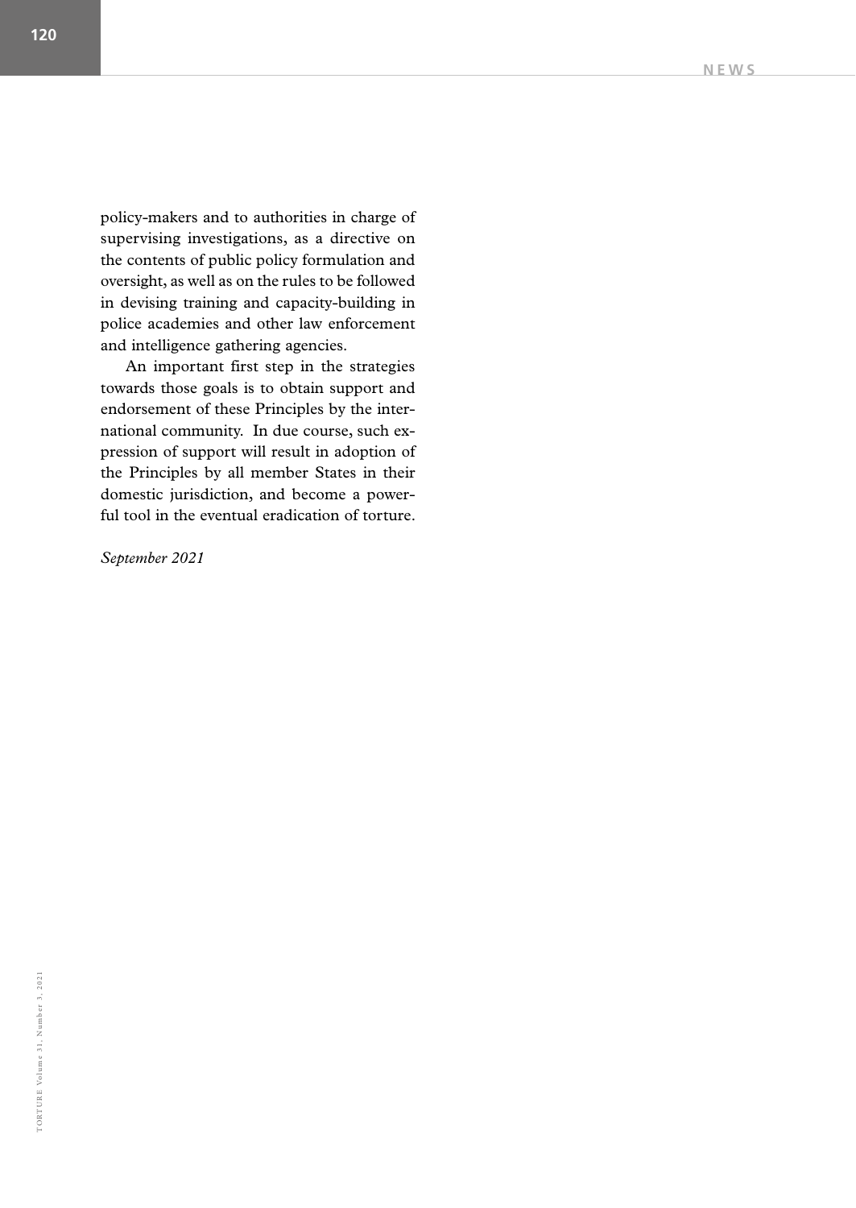policy-makers and to authorities in charge of supervising investigations, as a directive on the contents of public policy formulation and oversight, as well as on the rules to be followed in devising training and capacity-building in police academies and other law enforcement and intelligence gathering agencies.

An important first step in the strategies towards those goals is to obtain support and endorsement of these Principles by the international community. In due course, such expression of support will result in adoption of the Principles by all member States in their domestic jurisdiction, and become a powerful tool in the eventual eradication of torture.

*September 2021*